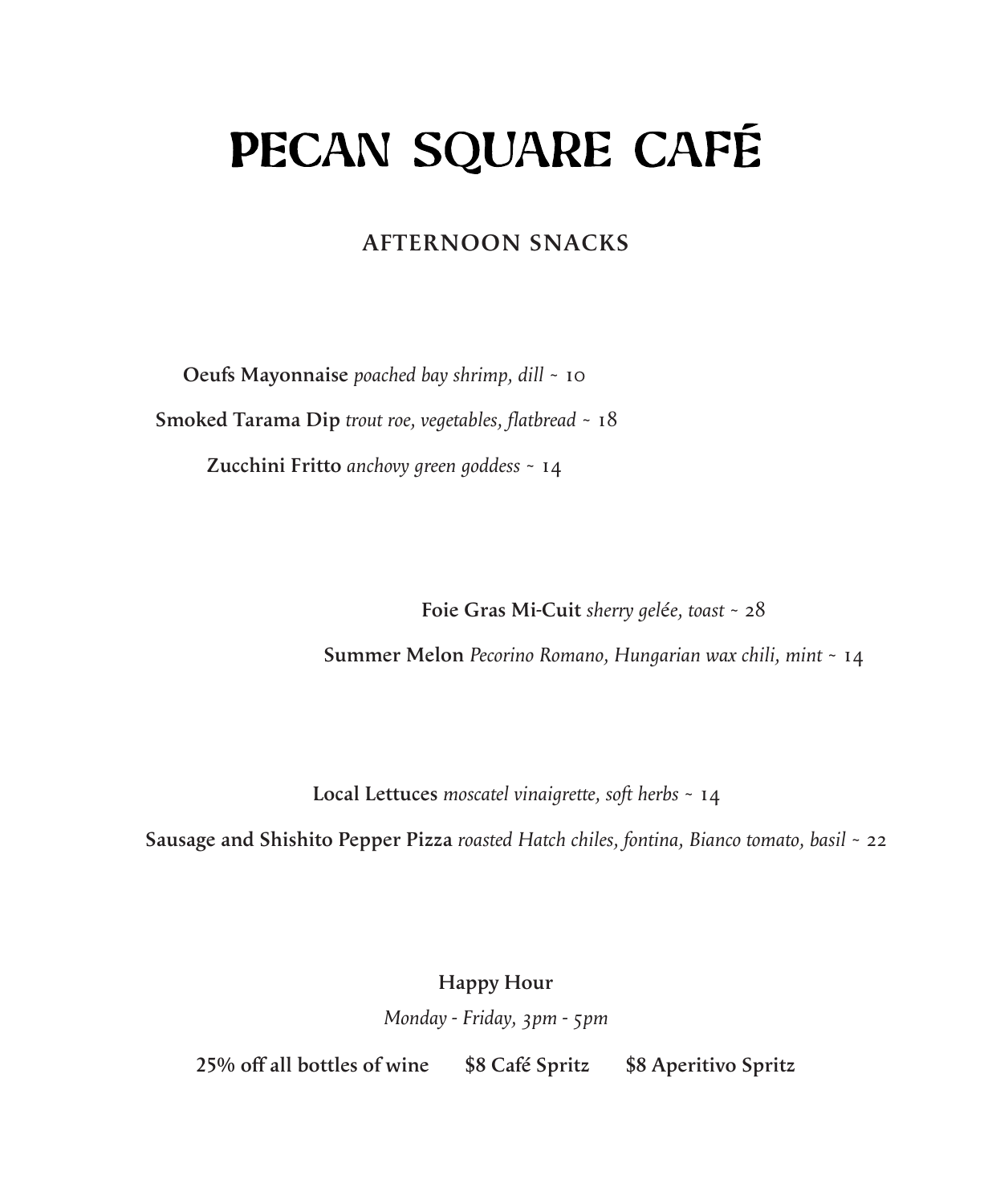# PECAN SQUARE CAFÉ

## AFTERNOON SNACKS

**Oeufs Mayonnaise** *poached bay shrimp, dill* ~ 10

**Smoked Tarama Dip** *trout roe, vegetables, flatbread* ~ 18

**Zucchini Fritto** *anchovy green goddess* ~ 14

**Foie Gras Mi-Cuit** *sherry gelée, toast* ~ 28

**Summer Melon** *Pecorino Romano, Hungarian wax chili, mint* ~ 14

**Local Lettuces** *moscatel vinaigrette, soft herbs* ~ 14

**Sausage and Shishito Pepper Pizza** *roasted Hatch chiles, fontina, Bianco tomato, basil* ~ 22

**Happy Hour**

*Monday - Friday, 3pm - 5pm*

**25% off all bottles of wine** **$8 Café Spritz** **$8 Aperitivo Spritz**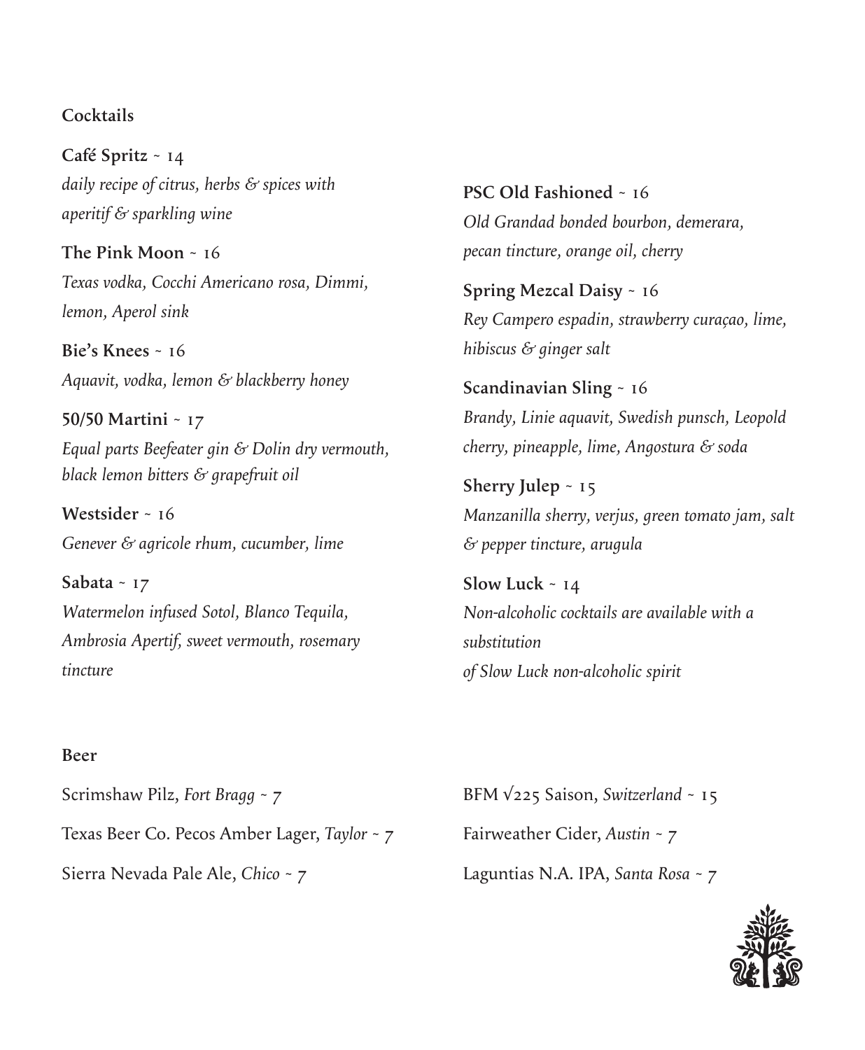## Cocktails

**Café Spritz** ~ 14
*daily recipe of citrus, herbs & spices with aperitif & sparkling wine*

**The Pink Moon** ~ 16
*Texas vodka, Cocchi Americano rosa, Dimmi, lemon, Aperol sink*

**Bie's Knees** ~ 16
*Aquavit, vodka, lemon & blackberry honey*

**50/50 Martini** ~ 17
*Equal parts Beefeater gin & Dolin dry vermouth, black lemon bitters & grapefruit oil*

**Westsider** ~ 16
*Genever & agricole rhum, cucumber, lime*

**Sabata** ~ 17
*Watermelon infused Sotol, Blanco Tequila, Ambrosia Apertif, sweet vermouth, rosemary tincture*

**PSC Old Fashioned** ~ 16
*Old Grandad bonded bourbon, demerara, pecan tincture, orange oil, cherry*

**Spring Mezcal Daisy** ~ 16
*Rey Campero espadin, strawberry curaçao, lime, hibiscus & ginger salt*

**Scandinavian Sling** ~ 16
*Brandy, Linie aquavit, Swedish punsch, Leopold cherry, pineapple, lime, Angostura & soda*

**Sherry Julep** ~ 15
*Manzanilla sherry, verjus, green tomato jam, salt & pepper tincture, arugula*

**Slow Luck** ~ 14
*Non-alcoholic cocktails are available with a substitution of Slow Luck non-alcoholic spirit*

## Beer

Scrimshaw Pilz, *Fort Bragg* ~ 7

Texas Beer Co. Pecos Amber Lager, *Taylor* ~ 7

Sierra Nevada Pale Ale, *Chico* ~ 7

BFM √225 Saison, *Switzerland* ~ 15

Fairweather Cider, *Austin* ~ 7

Laguntias N.A. IPA, *Santa Rosa* ~ 7